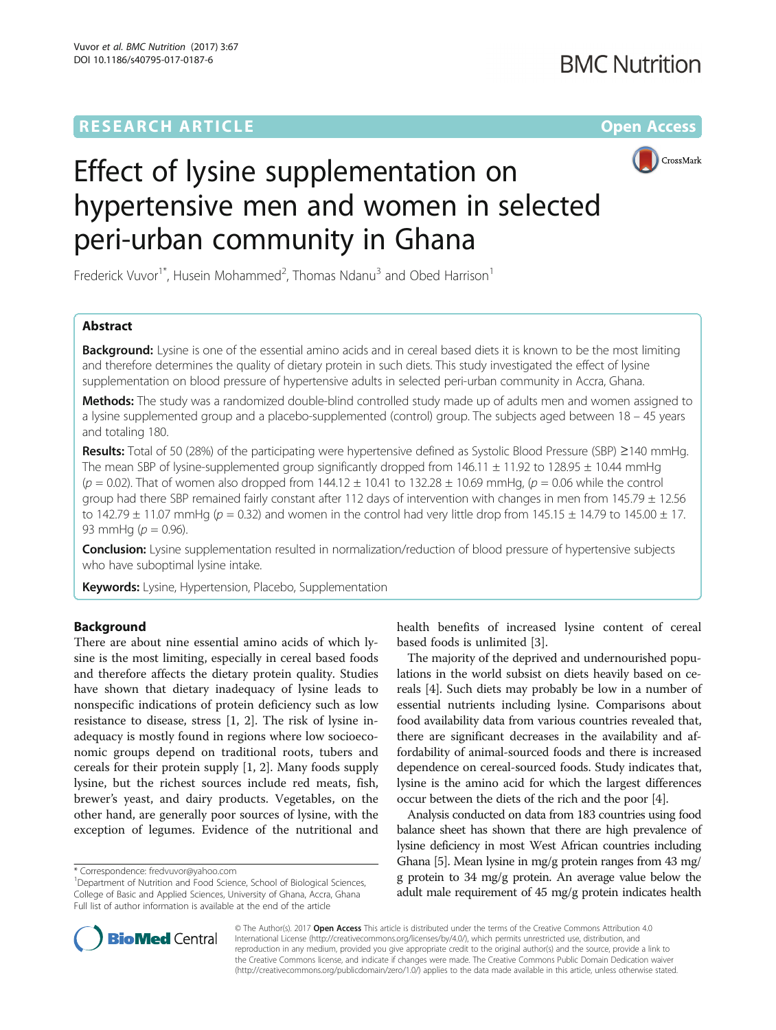# Effect of lysine supplementation on hypertensive men and women in selected peri-urban community in Ghana

Frederick Vuvor[1*], Husein Mohammed[2], Thomas Ndanu[3] and Obed Harrison[1]

## Abstract

**Background:** Lysine is one of the essential amino acids and in cereal based diets it is known to be the most limiting and therefore determines the quality of dietary protein in such diets. This study investigated the effect of lysine supplementation on blood pressure of hypertensive adults in selected peri-urban community in Accra, Ghana.

**Methods:** The study was a randomized double-blind controlled study made up of adults men and women assigned to a lysine supplemented group and a placebo-supplemented (control) group. The subjects aged between 18 – 45 years and totaling 180.

**Results:** Total of 50 (28%) of the participating were hypertensive defined as Systolic Blood Pressure (SBP) ≥140 mmHg. The mean SBP of lysine-supplemented group significantly dropped from 146.11 ± 11.92 to 128.95 ± 10.44 mmHg ($p = 0.02$). That of women also dropped from 144.12 ± 10.41 to 132.28 ± 10.69 mmHg, ($p = 0.06$ while the control group had there SBP remained fairly constant after 112 days of intervention with changes in men from 145.79 ± 12.56 to 142.79 ± 11.07 mmHg ($p = 0.32$) and women in the control had very little drop from 145.15 ± 14.79 to 145.00 ± 17.93 mmHg ($p = 0.96$).

**Conclusion:** Lysine supplementation resulted in normalization/reduction of blood pressure of hypertensive subjects who have suboptimal lysine intake.

**Keywords:** Lysine, Hypertension, Placebo, Supplementation

## Background

There are about nine essential amino acids of which lysine is the most limiting, especially in cereal based foods and therefore affects the dietary protein quality. Studies have shown that dietary inadequacy of lysine leads to nonspecific indications of protein deficiency such as low resistance to disease, stress [1, 2]. The risk of lysine inadequacy is mostly found in regions where low socioeconomic groups depend on traditional roots, tubers and cereals for their protein supply [1, 2]. Many foods supply lysine, but the richest sources include red meats, fish, brewer's yeast, and dairy products. Vegetables, on the other hand, are generally poor sources of lysine, with the exception of legumes. Evidence of the nutritional and health benefits of increased lysine content of cereal based foods is unlimited [3].

The majority of the deprived and undernourished populations in the world subsist on diets heavily based on cereals [4]. Such diets may probably be low in a number of essential nutrients including lysine. Comparisons about food availability data from various countries revealed that, there are significant decreases in the availability and affordability of animal-sourced foods and there is increased dependence on cereal-sourced foods. Study indicates that, lysine is the amino acid for which the largest differences occur between the diets of the rich and the poor [4].

Analysis conducted on data from 183 countries using food balance sheet has shown that there are high prevalence of lysine deficiency in most West African countries including Ghana [5]. Mean lysine in mg/g protein ranges from 43 mg/g protein to 34 mg/g protein. An average value below the adult male requirement of 45 mg/g protein indicates health

\* Correspondence: fredvuvor@yahoo.com

[1]Department of Nutrition and Food Science, School of Biological Sciences, College of Basic and Applied Sciences, University of Ghana, Accra, Ghana

Full list of author information is available at the end of the article

© The Author(s). 2017 **Open Access** This article is distributed under the terms of the Creative Commons Attribution 4.0 International License (http://creativecommons.org/licenses/by/4.0/), which permits unrestricted use, distribution, and reproduction in any medium, provided you give appropriate credit to the original author(s) and the source, provide a link to the Creative Commons license, and indicate if changes were made. The Creative Commons Public Domain Dedication waiver (http://creativecommons.org/publicdomain/zero/1.0/) applies to the data made available in this article, unless otherwise stated.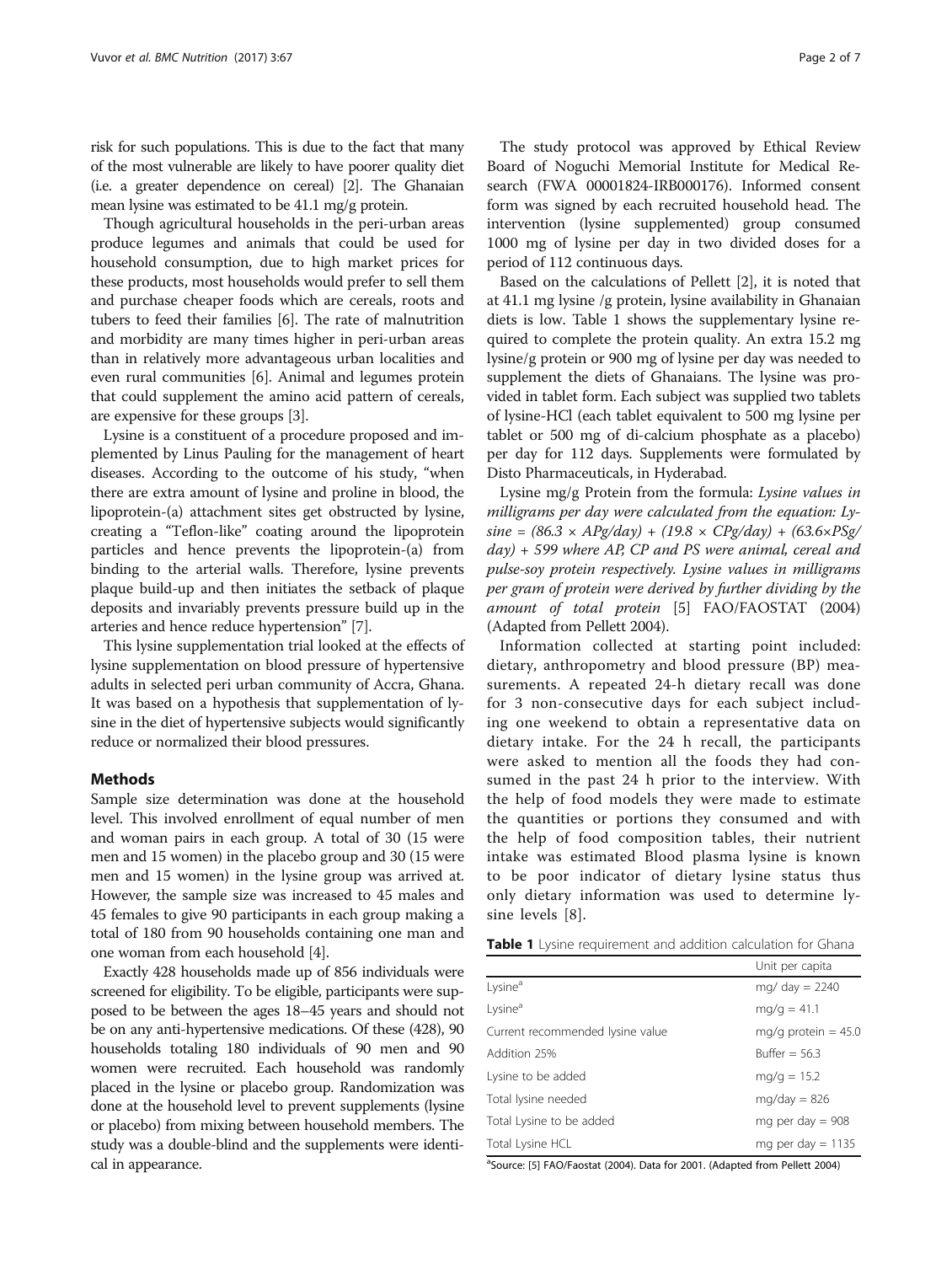risk for such populations. This is due to the fact that many of the most vulnerable are likely to have poorer quality diet (i.e. a greater dependence on cereal) [2]. The Ghanaian mean lysine was estimated to be 41.1 mg/g protein.

Though agricultural households in the peri-urban areas produce legumes and animals that could be used for household consumption, due to high market prices for these products, most households would prefer to sell them and purchase cheaper foods which are cereals, roots and tubers to feed their families [6]. The rate of malnutrition and morbidity are many times higher in peri-urban areas than in relatively more advantageous urban localities and even rural communities [6]. Animal and legumes protein that could supplement the amino acid pattern of cereals, are expensive for these groups [3].

Lysine is a constituent of a procedure proposed and implemented by Linus Pauling for the management of heart diseases. According to the outcome of his study, "when there are extra amount of lysine and proline in blood, the lipoprotein-(a) attachment sites get obstructed by lysine, creating a "Teflon-like" coating around the lipoprotein particles and hence prevents the lipoprotein-(a) from binding to the arterial walls. Therefore, lysine prevents plaque build-up and then initiates the setback of plaque deposits and invariably prevents pressure build up in the arteries and hence reduce hypertension" [7].

This lysine supplementation trial looked at the effects of lysine supplementation on blood pressure of hypertensive adults in selected peri urban community of Accra, Ghana. It was based on a hypothesis that supplementation of lysine in the diet of hypertensive subjects would significantly reduce or normalized their blood pressures.

## Methods

Sample size determination was done at the household level. This involved enrollment of equal number of men and woman pairs in each group. A total of 30 (15 were men and 15 women) in the placebo group and 30 (15 were men and 15 women) in the lysine group was arrived at. However, the sample size was increased to 45 males and 45 females to give 90 participants in each group making a total of 180 from 90 households containing one man and one woman from each household [4].

Exactly 428 households made up of 856 individuals were screened for eligibility. To be eligible, participants were supposed to be between the ages 18–45 years and should not be on any anti-hypertensive medications. Of these (428), 90 households totaling 180 individuals of 90 men and 90 women were recruited. Each household was randomly placed in the lysine or placebo group. Randomization was done at the household level to prevent supplements (lysine or placebo) from mixing between household members. The study was a double-blind and the supplements were identical in appearance.

The study protocol was approved by Ethical Review Board of Noguchi Memorial Institute for Medical Research (FWA 00001824-IRB000176). Informed consent form was signed by each recruited household head. The intervention (lysine supplemented) group consumed 1000 mg of lysine per day in two divided doses for a period of 112 continuous days.

Based on the calculations of Pellett [2], it is noted that at 41.1 mg lysine /g protein, lysine availability in Ghanaian diets is low. Table 1 shows the supplementary lysine required to complete the protein quality. An extra 15.2 mg lysine/g protein or 900 mg of lysine per day was needed to supplement the diets of Ghanaians. The lysine was provided in tablet form. Each subject was supplied two tablets of lysine-HCl (each tablet equivalent to 500 mg lysine per tablet or 500 mg of di-calcium phosphate as a placebo) per day for 112 days. Supplements were formulated by Disto Pharmaceuticals, in Hyderabad.

Lysine mg/g Protein from the formula: *Lysine values in milligrams per day were calculated from the equation: Lysine = (86.3 × APg/day) + (19.8 × CPg/day) + (63.6×PSg/day) + 599 where AP, CP and PS were animal, cereal and pulse-soy protein respectively. Lysine values in milligrams per gram of protein were derived by further dividing by the amount of total protein* [5] FAO/FAOSTAT (2004) (Adapted from Pellett 2004).

Information collected at starting point included: dietary, anthropometry and blood pressure (BP) measurements. A repeated 24-h dietary recall was done for 3 non-consecutive days for each subject including one weekend to obtain a representative data on dietary intake. For the 24 h recall, the participants were asked to mention all the foods they had consumed in the past 24 h prior to the interview. With the help of food models they were made to estimate the quantities or portions they consumed and with the help of food composition tables, their nutrient intake was estimated Blood plasma lysine is known to be poor indicator of dietary lysine status thus only dietary information was used to determine lysine levels [8].

**Table 1** Lysine requirement and addition calculation for Ghana

| | Unit per capita |
|---|---|
| Lysine[a] | mg/ day = 2240 |
| Lysine[a] | mg/g = 41.1 |
| Current recommended lysine value | mg/g protein = 45.0 |
| Addition 25% | Buffer = 56.3 |
| Lysine to be added | mg/g = 15.2 |
| Total lysine needed | mg/day = 826 |
| Total Lysine to be added | mg per day = 908 |
| Total Lysine HCL | mg per day = 1135 |

[a]Source: [5] FAO/Faostat (2004). Data for 2001. (Adapted from Pellett 2004)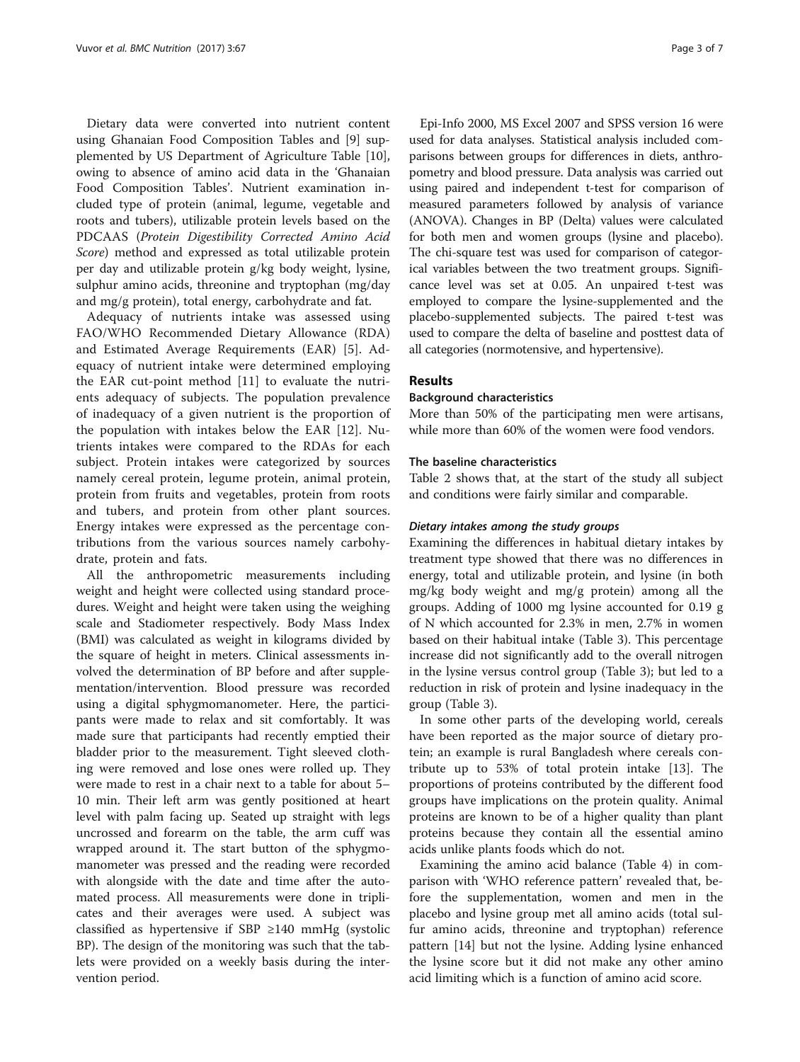Dietary data were converted into nutrient content using Ghanaian Food Composition Tables and [9] supplemented by US Department of Agriculture Table [10], owing to absence of amino acid data in the 'Ghanaian Food Composition Tables'. Nutrient examination included type of protein (animal, legume, vegetable and roots and tubers), utilizable protein levels based on the PDCAAS (*Protein Digestibility Corrected Amino Acid Score*) method and expressed as total utilizable protein per day and utilizable protein g/kg body weight, lysine, sulphur amino acids, threonine and tryptophan (mg/day and mg/g protein), total energy, carbohydrate and fat.

Adequacy of nutrients intake was assessed using FAO/WHO Recommended Dietary Allowance (RDA) and Estimated Average Requirements (EAR) [5]. Adequacy of nutrient intake were determined employing the EAR cut-point method [11] to evaluate the nutrients adequacy of subjects. The population prevalence of inadequacy of a given nutrient is the proportion of the population with intakes below the EAR [12]. Nutrients intakes were compared to the RDAs for each subject. Protein intakes were categorized by sources namely cereal protein, legume protein, animal protein, protein from fruits and vegetables, protein from roots and tubers, and protein from other plant sources. Energy intakes were expressed as the percentage contributions from the various sources namely carbohydrate, protein and fats.

All the anthropometric measurements including weight and height were collected using standard procedures. Weight and height were taken using the weighing scale and Stadiometer respectively. Body Mass Index (BMI) was calculated as weight in kilograms divided by the square of height in meters. Clinical assessments involved the determination of BP before and after supplementation/intervention. Blood pressure was recorded using a digital sphygmomanometer. Here, the participants were made to relax and sit comfortably. It was made sure that participants had recently emptied their bladder prior to the measurement. Tight sleeved clothing were removed and lose ones were rolled up. They were made to rest in a chair next to a table for about 5–10 min. Their left arm was gently positioned at heart level with palm facing up. Seated up straight with legs uncrossed and forearm on the table, the arm cuff was wrapped around it. The start button of the sphygmomanometer was pressed and the reading were recorded with alongside with the date and time after the automated process. All measurements were done in triplicates and their averages were used. A subject was classified as hypertensive if SBP ≥140 mmHg (systolic BP). The design of the monitoring was such that the tablets were provided on a weekly basis during the intervention period.

Epi-Info 2000, MS Excel 2007 and SPSS version 16 were used for data analyses. Statistical analysis included comparisons between groups for differences in diets, anthropometry and blood pressure. Data analysis was carried out using paired and independent t-test for comparison of measured parameters followed by analysis of variance (ANOVA). Changes in BP (Delta) values were calculated for both men and women groups (lysine and placebo). The chi-square test was used for comparison of categorical variables between the two treatment groups. Significance level was set at 0.05. An unpaired t-test was employed to compare the lysine-supplemented and the placebo-supplemented subjects. The paired t-test was used to compare the delta of baseline and posttest data of all categories (normotensive, and hypertensive).

## Results

### Background characteristics

More than 50% of the participating men were artisans, while more than 60% of the women were food vendors.

### The baseline characteristics

Table 2 shows that, at the start of the study all subject and conditions were fairly similar and comparable.

#### *Dietary intakes among the study groups*

Examining the differences in habitual dietary intakes by treatment type showed that there was no differences in energy, total and utilizable protein, and lysine (in both mg/kg body weight and mg/g protein) among all the groups. Adding of 1000 mg lysine accounted for 0.19 g of N which accounted for 2.3% in men, 2.7% in women based on their habitual intake (Table 3). This percentage increase did not significantly add to the overall nitrogen in the lysine versus control group (Table 3); but led to a reduction in risk of protein and lysine inadequacy in the group (Table 3).

In some other parts of the developing world, cereals have been reported as the major source of dietary protein; an example is rural Bangladesh where cereals contribute up to 53% of total protein intake [13]. The proportions of proteins contributed by the different food groups have implications on the protein quality. Animal proteins are known to be of a higher quality than plant proteins because they contain all the essential amino acids unlike plants foods which do not.

Examining the amino acid balance (Table 4) in comparison with 'WHO reference pattern' revealed that, before the supplementation, women and men in the placebo and lysine group met all amino acids (total sulfur amino acids, threonine and tryptophan) reference pattern [14] but not the lysine. Adding lysine enhanced the lysine score but it did not make any other amino acid limiting which is a function of amino acid score.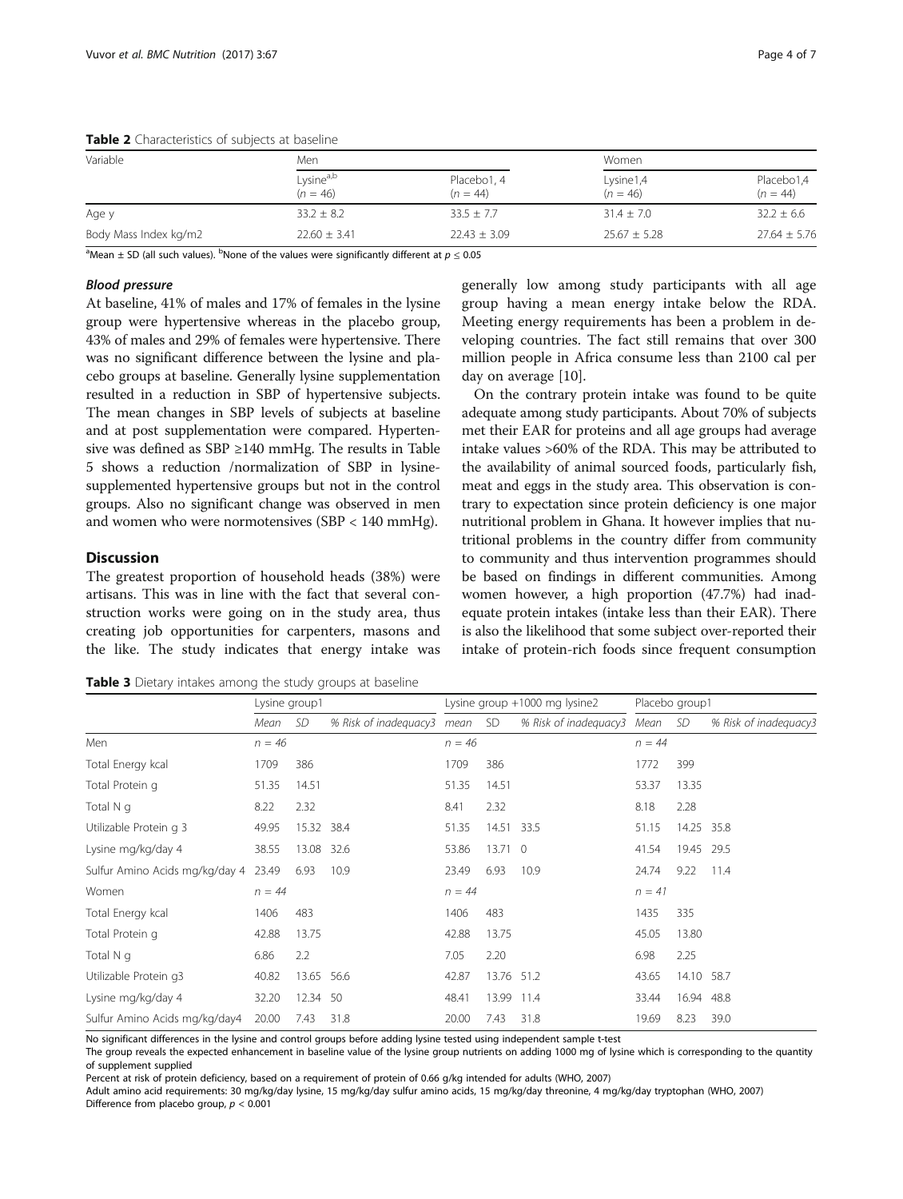**Table 2** Characteristics of subjects at baseline

| Variable | Men | | Women | |
|---|---|---|---|---|
| | Lysine[a,b] ($n = 46$) | Placebo1, 4 ($n = 44$) | Lysine1,4 ($n = 46$) | Placebo1,4 ($n = 44$) |
| Age y | 33.2 ± 8.2 | 33.5 ± 7.7 | 31.4 ± 7.0 | 32.2 ± 6.6 |
| Body Mass Index kg/m2 | 22.60 ± 3.41 | 22.43 ± 3.09 | 25.67 ± 5.28 | 27.64 ± 5.76 |

[a]Mean ± SD (all such values). [b]None of the values were significantly different at $p \leq 0.05$

#### Blood pressure

At baseline, 41% of males and 17% of females in the lysine group were hypertensive whereas in the placebo group, 43% of males and 29% of females were hypertensive. There was no significant difference between the lysine and placebo groups at baseline. Generally lysine supplementation resulted in a reduction in SBP of hypertensive subjects. The mean changes in SBP levels of subjects at baseline and at post supplementation were compared. Hypertensive was defined as SBP ≥140 mmHg. The results in Table 5 shows a reduction /normalization of SBP in lysine-supplemented hypertensive groups but not in the control groups. Also no significant change was observed in men and women who were normotensives (SBP < 140 mmHg).

## Discussion

The greatest proportion of household heads (38%) were artisans. This was in line with the fact that several construction works were going on in the study area, thus creating job opportunities for carpenters, masons and the like. The study indicates that energy intake was generally low among study participants with all age group having a mean energy intake below the RDA. Meeting energy requirements has been a problem in developing countries. The fact still remains that over 300 million people in Africa consume less than 2100 cal per day on average [10].

On the contrary protein intake was found to be quite adequate among study participants. About 70% of subjects met their EAR for proteins and all age groups had average intake values >60% of the RDA. This may be attributed to the availability of animal sourced foods, particularly fish, meat and eggs in the study area. This observation is contrary to expectation since protein deficiency is one major nutritional problem in Ghana. It however implies that nutritional problems in the country differ from community to community and thus intervention programmes should be based on findings in different communities. Among women however, a high proportion (47.7%) had inadequate protein intakes (intake less than their EAR). There is also the likelihood that some subject over-reported their intake of protein-rich foods since frequent consumption

**Table 3** Dietary intakes among the study groups at baseline

| | Lysine group1 | | | Lysine group +1000 mg lysine2 | | | Placebo group1 | | |
|---|---|---|---|---|---|---|---|---|---|
| | Mean | SD | % Risk of inadequacy3 | mean | SD | % Risk of inadequacy3 | Mean | SD | % Risk of inadequacy3 |
| Men | $n = 46$ | | | $n = 46$ | | | $n = 44$ | | |
| Total Energy kcal | 1709 | 386 | | 1709 | 386 | | 1772 | 399 | |
| Total Protein g | 51.35 | 14.51 | | 51.35 | 14.51 | | 53.37 | 13.35 | |
| Total N g | 8.22 | 2.32 | | 8.41 | 2.32 | | 8.18 | 2.28 | |
| Utilizable Protein g 3 | 49.95 | 15.32 | 38.4 | 51.35 | 14.51 | 33.5 | 51.15 | 14.25 | 35.8 |
| Lysine mg/kg/day 4 | 38.55 | 13.08 | 32.6 | 53.86 | 13.71 | 0 | 41.54 | 19.45 | 29.5 |
| Sulfur Amino Acids mg/kg/day 4 | 23.49 | 6.93 | 10.9 | 23.49 | 6.93 | 10.9 | 24.74 | 9.22 | 11.4 |
| Women | $n = 44$ | | | $n = 44$ | | | $n = 41$ | | |
| Total Energy kcal | 1406 | 483 | | 1406 | 483 | | 1435 | 335 | |
| Total Protein g | 42.88 | 13.75 | | 42.88 | 13.75 | | 45.05 | 13.80 | |
| Total N g | 6.86 | 2.2 | | 7.05 | 2.20 | | 6.98 | 2.25 | |
| Utilizable Protein g3 | 40.82 | 13.65 | 56.6 | 42.87 | 13.76 | 51.2 | 43.65 | 14.10 | 58.7 |
| Lysine mg/kg/day 4 | 32.20 | 12.34 | 50 | 48.41 | 13.99 | 11.4 | 33.44 | 16.94 | 48.8 |
| Sulfur Amino Acids mg/kg/day4 | 20.00 | 7.43 | 31.8 | 20.00 | 7.43 | 31.8 | 19.69 | 8.23 | 39.0 |

No significant differences in the lysine and control groups before adding lysine tested using independent sample t-test

The group reveals the expected enhancement in baseline value of the lysine group nutrients on adding 1000 mg of lysine which is corresponding to the quantity of supplement supplied

Percent at risk of protein deficiency, based on a requirement of protein of 0.66 g/kg intended for adults (WHO, 2007)

Adult amino acid requirements: 30 mg/kg/day lysine, 15 mg/kg/day sulfur amino acids, 15 mg/kg/day threonine, 4 mg/kg/day tryptophan (WHO, 2007)

Difference from placebo group, $p < 0.001$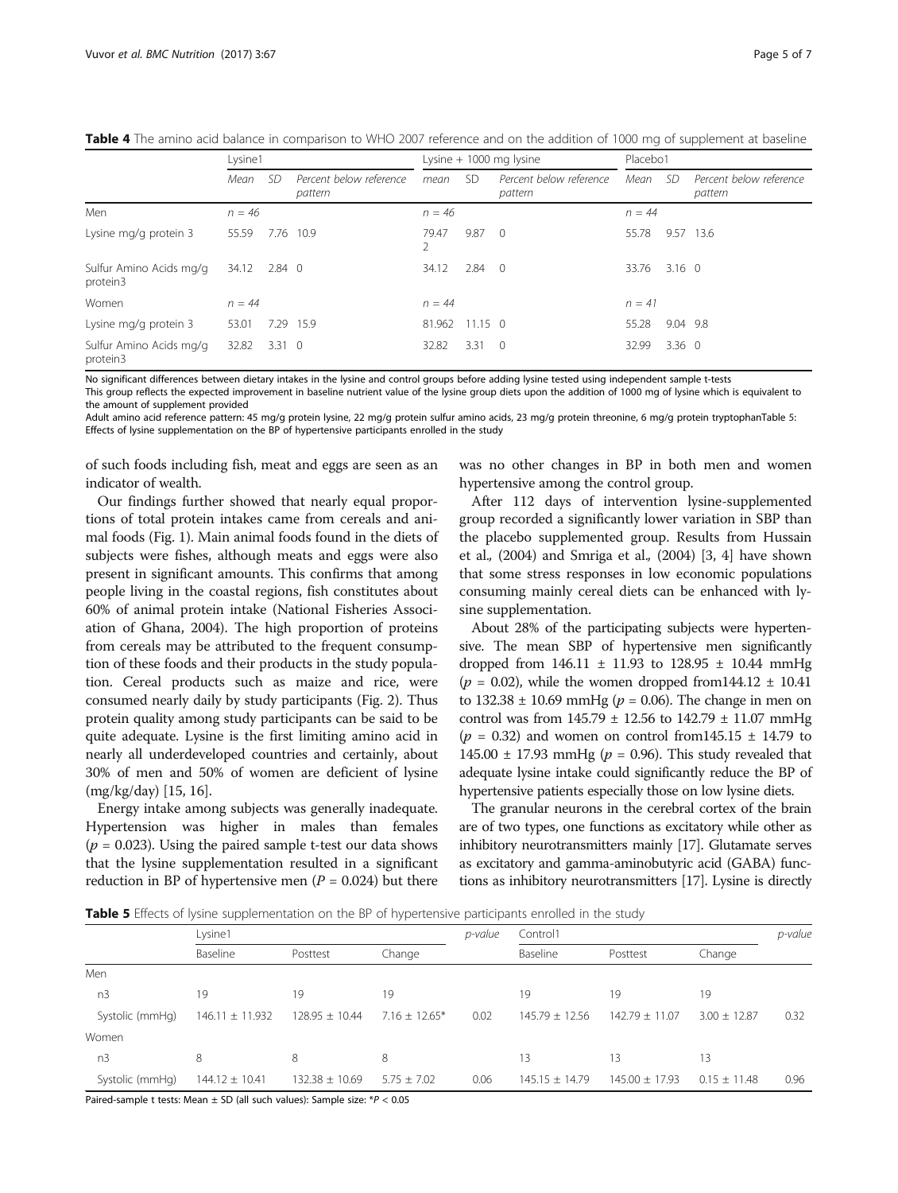**Table 4** The amino acid balance in comparison to WHO 2007 reference and on the addition of 1000 mg of supplement at baseline

| | Lysine1 | | | Lysine + 1000 mg lysine | | | Placebo1 | | |
|---|---|---|---|---|---|---|---|---|---|
| | Mean | SD | Percent below reference pattern | mean | SD | Percent below reference pattern | Mean | SD | Percent below reference pattern |
| Men | n = 46 | | | n = 46 | | | n = 44 | | |
| Lysine mg/g protein 3 | 55.59 | 7.76 | 10.9 | 79.472 | 9.87 | 0 | 55.78 | 9.57 | 13.6 |
| Sulfur Amino Acids mg/g protein3 | 34.12 | 2.84 | 0 | 34.12 | 2.84 | 0 | 33.76 | 3.16 | 0 |
| Women | n = 44 | | | n = 44 | | | n = 41 | | |
| Lysine mg/g protein 3 | 53.01 | 7.29 | 15.9 | 81.962 | 11.15 | 0 | 55.28 | 9.04 | 9.8 |
| Sulfur Amino Acids mg/g protein3 | 32.82 | 3.31 | 0 | 32.82 | 3.31 | 0 | 32.99 | 3.36 | 0 |

No significant differences between dietary intakes in the lysine and control groups before adding lysine tested using independent sample t-tests
This group reflects the expected improvement in baseline nutrient value of the lysine group diets upon the addition of 1000 mg of lysine which is equivalent to the amount of supplement provided
Adult amino acid reference pattern: 45 mg/g protein lysine, 22 mg/g protein sulfur amino acids, 23 mg/g protein threonine, 6 mg/g protein tryptophanTable 5: Effects of lysine supplementation on the BP of hypertensive participants enrolled in the study

of such foods including fish, meat and eggs are seen as an indicator of wealth.

Our findings further showed that nearly equal proportions of total protein intakes came from cereals and animal foods (Fig. 1). Main animal foods found in the diets of subjects were fishes, although meats and eggs were also present in significant amounts. This confirms that among people living in the coastal regions, fish constitutes about 60% of animal protein intake (National Fisheries Association of Ghana, 2004). The high proportion of proteins from cereals may be attributed to the frequent consumption of these foods and their products in the study population. Cereal products such as maize and rice, were consumed nearly daily by study participants (Fig. 2). Thus protein quality among study participants can be said to be quite adequate. Lysine is the first limiting amino acid in nearly all underdeveloped countries and certainly, about 30% of men and 50% of women are deficient of lysine (mg/kg/day) [15, 16].

Energy intake among subjects was generally inadequate. Hypertension was higher in males than females ($p = 0.023$). Using the paired sample t-test our data shows that the lysine supplementation resulted in a significant reduction in BP of hypertensive men ($P = 0.024$) but there was no other changes in BP in both men and women hypertensive among the control group.

After 112 days of intervention lysine-supplemented group recorded a significantly lower variation in SBP than the placebo supplemented group. Results from Hussain et al., (2004) and Smriga et al., (2004) [3, 4] have shown that some stress responses in low economic populations consuming mainly cereal diets can be enhanced with lysine supplementation.

About 28% of the participating subjects were hypertensive. The mean SBP of hypertensive men significantly dropped from 146.11 ± 11.93 to 128.95 ± 10.44 mmHg ($p = 0.02$), while the women dropped from144.12 ± 10.41 to 132.38 ± 10.69 mmHg ($p = 0.06$). The change in men on control was from 145.79 ± 12.56 to 142.79 ± 11.07 mmHg ($p = 0.32$) and women on control from145.15 ± 14.79 to 145.00 ± 17.93 mmHg ($p = 0.96$). This study revealed that adequate lysine intake could significantly reduce the BP of hypertensive patients especially those on low lysine diets.

The granular neurons in the cerebral cortex of the brain are of two types, one functions as excitatory while other as inhibitory neurotransmitters mainly [17]. Glutamate serves as excitatory and gamma-aminobutyric acid (GABA) functions as inhibitory neurotransmitters [17]. Lysine is directly

**Table 5** Effects of lysine supplementation on the BP of hypertensive participants enrolled in the study

| | Lysine1 | | | p-value | Control1 | | | p-value |
|---|---|---|---|---|---|---|---|---|
| | Baseline | Posttest | Change | | Baseline | Posttest | Change | |
| Men | | | | | | | | |
| n3 | 19 | 19 | 19 | | 19 | 19 | 19 | |
| Systolic (mmHg) | 146.11 ± 11.932 | 128.95 ± 10.44 | 7.16 ± 12.65* | 0.02 | 145.79 ± 12.56 | 142.79 ± 11.07 | 3.00 ± 12.87 | 0.32 |
| Women | | | | | | | | |
| n3 | 8 | 8 | 8 | | 13 | 13 | 13 | |
| Systolic (mmHg) | 144.12 ± 10.41 | 132.38 ± 10.69 | 5.75 ± 7.02 | 0.06 | 145.15 ± 14.79 | 145.00 ± 17.93 | 0.15 ± 11.48 | 0.96 |

Paired-sample t tests: Mean ± SD (all such values): Sample size: *$P < 0.05$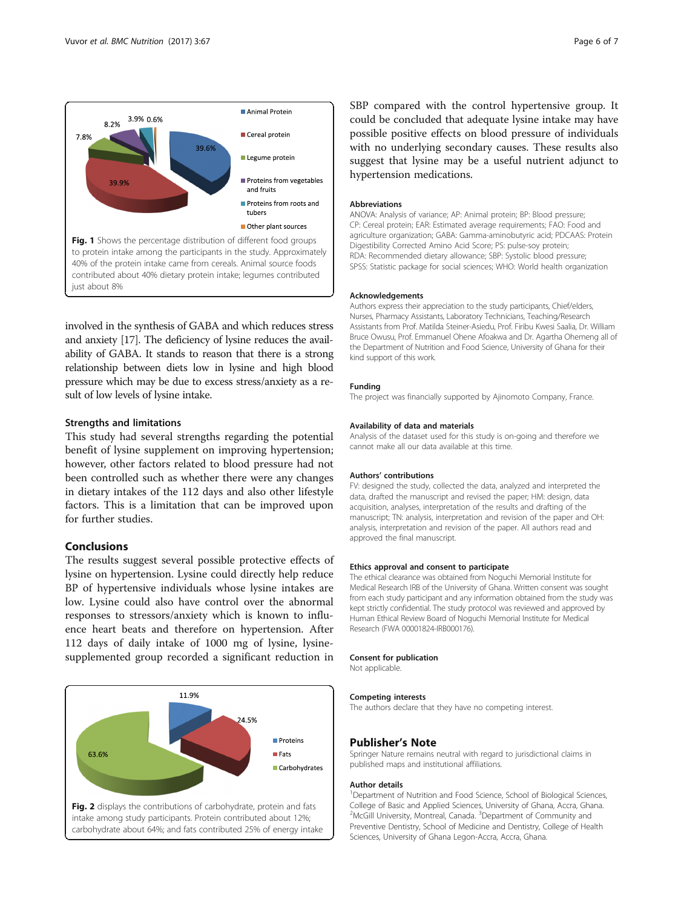Animal Protein
Cereal protein
Legume protein
Proteins from vegetables and fruits
Proteins from roots and tubers
Other plant sources

39.6%
39.9%
7.8%
8.2%
3.9%
0.6%

**Fig. 1** Shows the percentage distribution of different food groups to protein intake among the participants in the study. Approximately 40% of the protein intake came from cereals. Animal source foods contributed about 40% dietary protein intake; legumes contributed just about 8%

involved in the synthesis of GABA and which reduces stress and anxiety [17]. The deficiency of lysine reduces the availability of GABA. It stands to reason that there is a strong relationship between diets low in lysine and high blood pressure which may be due to excess stress/anxiety as a result of low levels of lysine intake.

### Strengths and limitations

This study had several strengths regarding the potential benefit of lysine supplement on improving hypertension; however, other factors related to blood pressure had not been controlled such as whether there were any changes in dietary intakes of the 112 days and also other lifestyle factors. This is a limitation that can be improved upon for further studies.

## Conclusions

The results suggest several possible protective effects of lysine on hypertension. Lysine could directly help reduce BP of hypertensive individuals whose lysine intakes are low. Lysine could also have control over the abnormal responses to stressors/anxiety which is known to influence heart beats and therefore on hypertension. After 112 days of daily intake of 1000 mg of lysine, lysine-supplemented group recorded a significant reduction in SBP compared with the control hypertensive group. It could be concluded that adequate lysine intake may have possible positive effects on blood pressure of individuals with no underlying secondary causes. These results also suggest that lysine may be a useful nutrient adjunct to hypertension medications.

Proteins
Fats
Carbohydrates

11.9%
24.5%
63.6%

**Fig. 2** displays the contributions of carbohydrate, protein and fats intake among study participants. Protein contributed about 12%; carbohydrate about 64%; and fats contributed 25% of energy intake

### Abbreviations

ANOVA: Analysis of variance; AP: Animal protein; BP: Blood pressure; CP: Cereal protein; EAR: Estimated average requirements; FAO: Food and agriculture organization; GABA: Gamma-aminobutyric acid; PDCAAS: Protein Digestibility Corrected Amino Acid Score; PS: pulse-soy protein; RDA: Recommended dietary allowance; SBP: Systolic blood pressure; SPSS: Statistic package for social sciences; WHO: World health organization

### Acknowledgements

Authors express their appreciation to the study participants, Chief/elders, Nurses, Pharmacy Assistants, Laboratory Technicians, Teaching/Research Assistants from Prof. Matilda Steiner-Asiedu, Prof. Firibu Kwesi Saalia, Dr. William Bruce Owusu, Prof. Emmanuel Ohene Afoakwa and Dr. Agartha Ohemeng all of the Department of Nutrition and Food Science, University of Ghana for their kind support of this work.

### Funding

The project was financially supported by Ajinomoto Company, France.

### Availability of data and materials

Analysis of the dataset used for this study is on-going and therefore we cannot make all our data available at this time.

### Authors' contributions

FV: designed the study, collected the data, analyzed and interpreted the data, drafted the manuscript and revised the paper; HM: design, data acquisition, analyses, interpretation of the results and drafting of the manuscript; TN: analysis, interpretation and revision of the paper and OH: analysis, interpretation and revision of the paper. All authors read and approved the final manuscript.

### Ethics approval and consent to participate

The ethical clearance was obtained from Noguchi Memorial Institute for Medical Research IRB of the University of Ghana. Written consent was sought from each study participant and any information obtained from the study was kept strictly confidential. The study protocol was reviewed and approved by Human Ethical Review Board of Noguchi Memorial Institute for Medical Research (FWA 00001824-IRB000176).

### Consent for publication

Not applicable.

### Competing interests

The authors declare that they have no competing interest.

## Publisher's Note

Springer Nature remains neutral with regard to jurisdictional claims in published maps and institutional affiliations.

### Author details

[1]Department of Nutrition and Food Science, School of Biological Sciences, College of Basic and Applied Sciences, University of Ghana, Accra, Ghana. [2]McGill University, Montreal, Canada. [3]Department of Community and Preventive Dentistry, School of Medicine and Dentistry, College of Health Sciences, University of Ghana Legon-Accra, Accra, Ghana.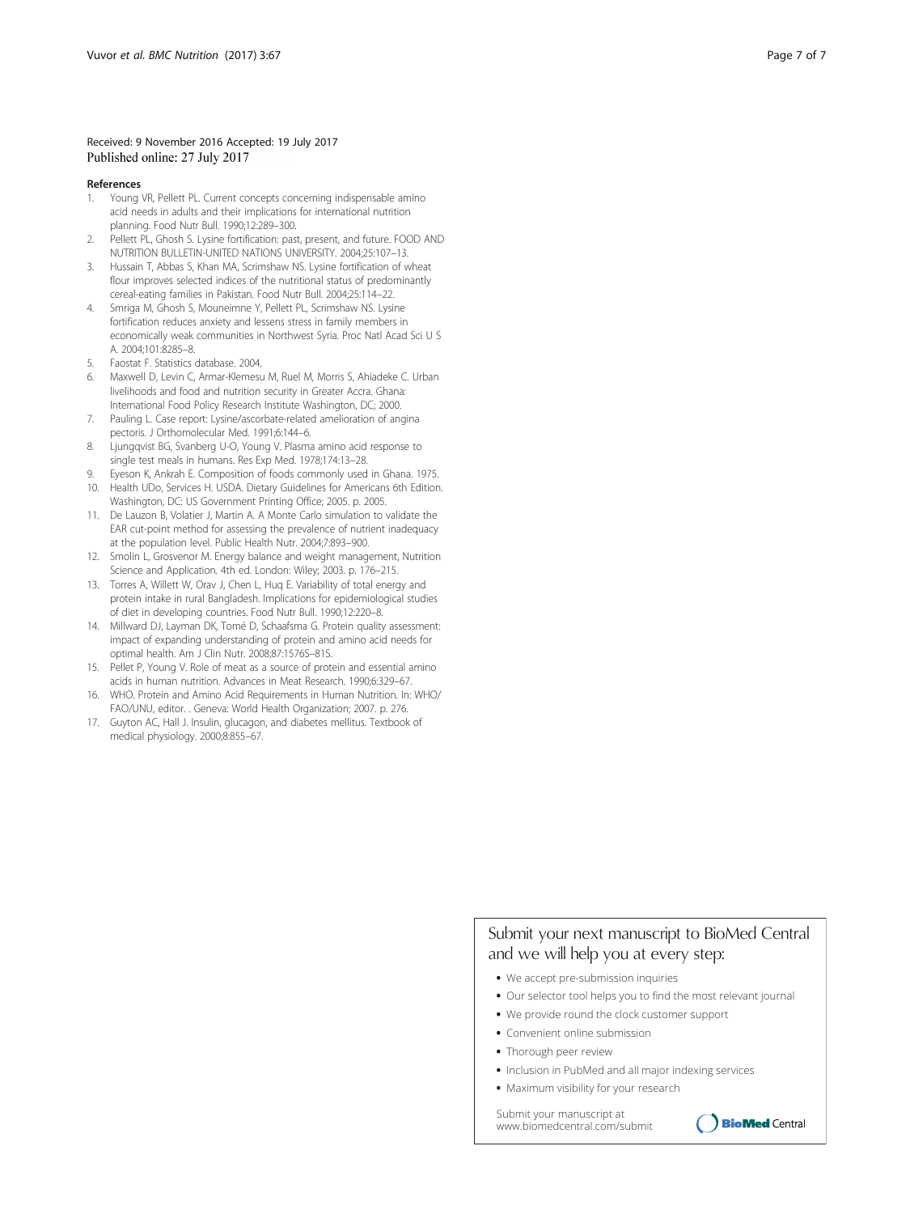Received: 9 November 2016 Accepted: 19 July 2017
Published online: 27 July 2017

## References

1. Young VR, Pellett PL. Current concepts concerning indispensable amino acid needs in adults and their implications for international nutrition planning. Food Nutr Bull. 1990;12:289–300.
2. Pellett PL, Ghosh S. Lysine fortification: past, present, and future. FOOD AND NUTRITION BULLETIN-UNITED NATIONS UNIVERSITY. 2004;25:107–13.
3. Hussain T, Abbas S, Khan MA, Scrimshaw NS. Lysine fortification of wheat flour improves selected indices of the nutritional status of predominantly cereal-eating families in Pakistan. Food Nutr Bull. 2004;25:114–22.
4. Smriga M, Ghosh S, Mouneimne Y, Pellett PL, Scrimshaw NS. Lysine fortification reduces anxiety and lessens stress in family members in economically weak communities in Northwest Syria. Proc Natl Acad Sci U S A. 2004;101:8285–8.
5. Faostat F. Statistics database. 2004.
6. Maxwell D, Levin C, Armar-Klemesu M, Ruel M, Morris S, Ahiadeke C. Urban livelihoods and food and nutrition security in Greater Accra. Ghana: International Food Policy Research Institute Washington, DC; 2000.
7. Pauling L. Case report: Lysine/ascorbate-related amelioration of angina pectoris. J Orthomolecular Med. 1991;6:144–6.
8. Ljungqvist BG, Svanberg U-O, Young V. Plasma amino acid response to single test meals in humans. Res Exp Med. 1978;174:13–28.
9. Eyeson K, Ankrah E. Composition of foods commonly used in Ghana. 1975.
10. Health UDo, Services H. USDA. Dietary Guidelines for Americans 6th Edition. Washington, DC: US Government Printing Office; 2005. p. 2005.
11. De Lauzon B, Volatier J, Martin A. A Monte Carlo simulation to validate the EAR cut-point method for assessing the prevalence of nutrient inadequacy at the population level. Public Health Nutr. 2004;7:893–900.
12. Smolin L, Grosvenor M. Energy balance and weight management, Nutrition Science and Application. 4th ed. London: Wiley; 2003. p. 176–215.
13. Torres A, Willett W, Orav J, Chen L, Huq E. Variability of total energy and protein intake in rural Bangladesh. Implications for epidemiological studies of diet in developing countries. Food Nutr Bull. 1990;12:220–8.
14. Millward DJ, Layman DK, Tomé D, Schaafsma G. Protein quality assessment: impact of expanding understanding of protein and amino acid needs for optimal health. Am J Clin Nutr. 2008;87:1576S–81S.
15. Pellet P, Young V. Role of meat as a source of protein and essential amino acids in human nutrition. Advances in Meat Research. 1990;6:329–67.
16. WHO. Protein and Amino Acid Requirements in Human Nutrition. In: WHO/FAO/UNU, editor. . Geneva: World Health Organization; 2007. p. 276.
17. Guyton AC, Hall J. Insulin, glucagon, and diabetes mellitus. Textbook of medical physiology. 2000;8:855–67.

Submit your next manuscript to BioMed Central and we will help you at every step:

- We accept pre-submission inquiries
- Our selector tool helps you to find the most relevant journal
- We provide round the clock customer support
- Convenient online submission
- Thorough peer review
- Inclusion in PubMed and all major indexing services
- Maximum visibility for your research

Submit your manuscript at www.biomedcentral.com/submit

BioMed Central